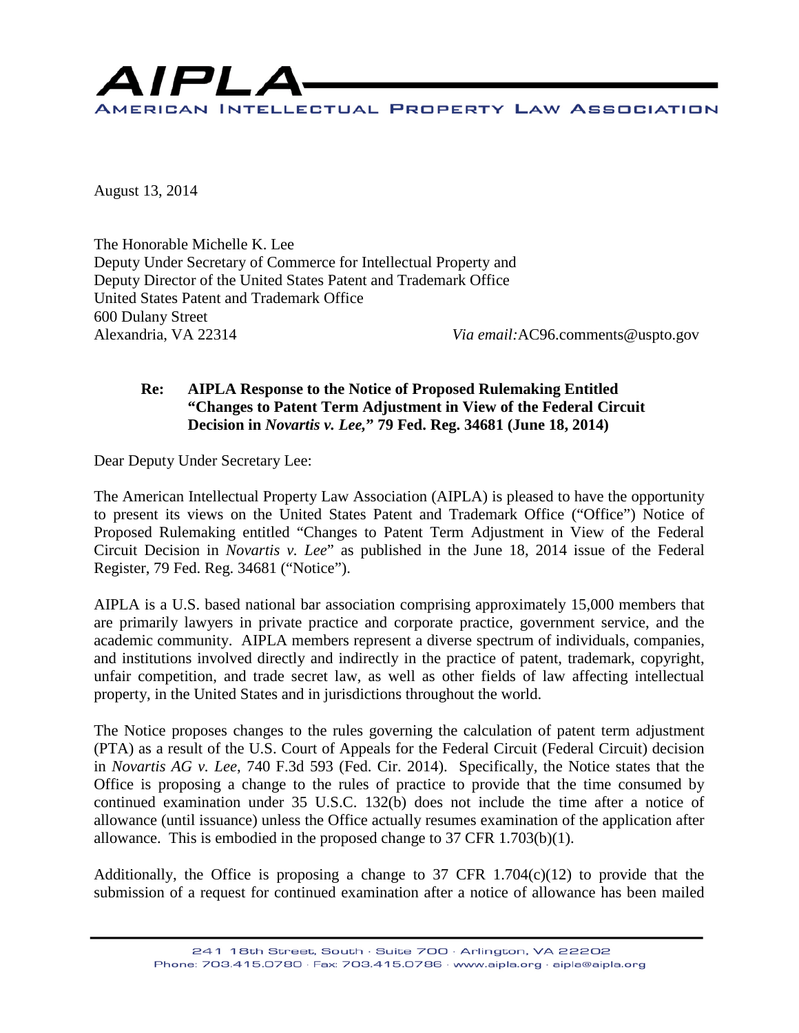# AIPLA

AMERICAN INTELLECTUAL PROPERTY LAW ASSOCIATION

August 13, 2014

The Honorable Michelle K. Lee
Deputy Under Secretary of Commerce for Intellectual Property and
Deputy Director of the United States Patent and Trademark Office
United States Patent and Trademark Office
600 Dulany Street
Alexandria, VA 22314

*Via email:* AC96.comments@uspto.gov

**Re: AIPLA Response to the Notice of Proposed Rulemaking Entitled "Changes to Patent Term Adjustment in View of the Federal Circuit Decision in *Novartis v. Lee,*" 79 Fed. Reg. 34681 (June 18, 2014)**

Dear Deputy Under Secretary Lee:

The American Intellectual Property Law Association (AIPLA) is pleased to have the opportunity to present its views on the United States Patent and Trademark Office ("Office") Notice of Proposed Rulemaking entitled "Changes to Patent Term Adjustment in View of the Federal Circuit Decision in *Novartis v. Lee*" as published in the June 18, 2014 issue of the Federal Register, 79 Fed. Reg. 34681 ("Notice").

AIPLA is a U.S. based national bar association comprising approximately 15,000 members that are primarily lawyers in private practice and corporate practice, government service, and the academic community. AIPLA members represent a diverse spectrum of individuals, companies, and institutions involved directly and indirectly in the practice of patent, trademark, copyright, unfair competition, and trade secret law, as well as other fields of law affecting intellectual property, in the United States and in jurisdictions throughout the world.

The Notice proposes changes to the rules governing the calculation of patent term adjustment (PTA) as a result of the U.S. Court of Appeals for the Federal Circuit (Federal Circuit) decision in *Novartis AG v. Lee*, 740 F.3d 593 (Fed. Cir. 2014). Specifically, the Notice states that the Office is proposing a change to the rules of practice to provide that the time consumed by continued examination under 35 U.S.C. 132(b) does not include the time after a notice of allowance (until issuance) unless the Office actually resumes examination of the application after allowance. This is embodied in the proposed change to 37 CFR 1.703(b)(1).

Additionally, the Office is proposing a change to 37 CFR 1.704(c)(12) to provide that the submission of a request for continued examination after a notice of allowance has been mailed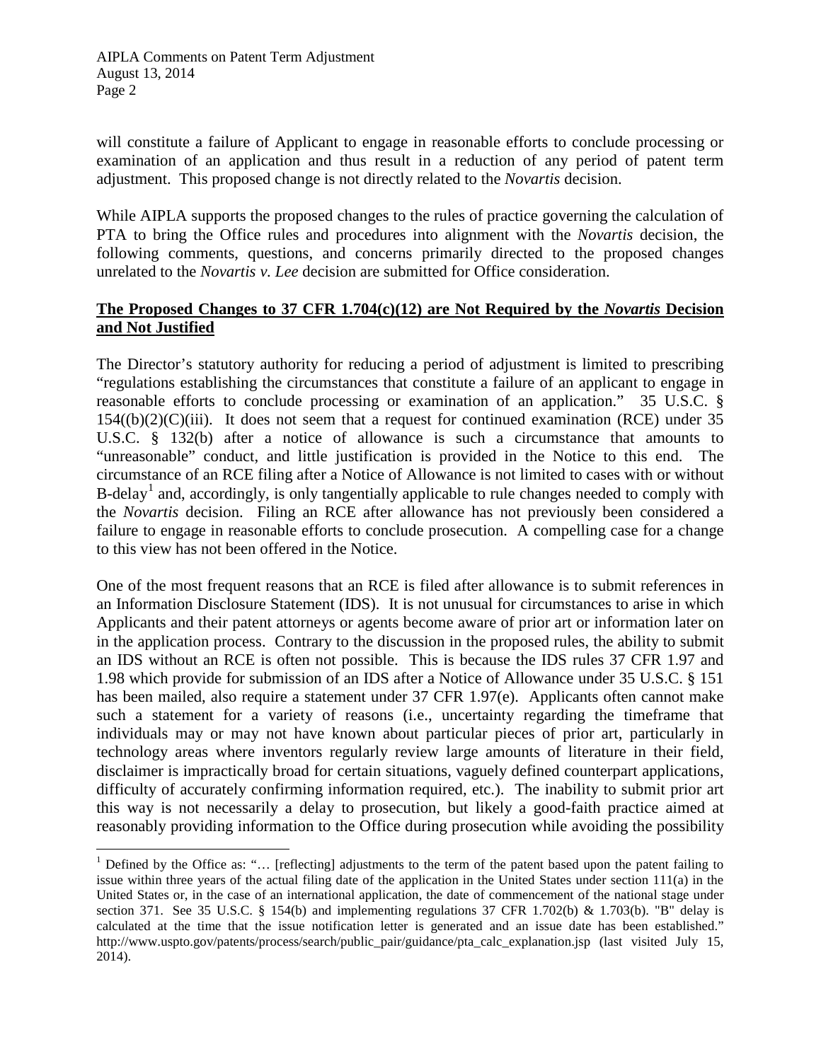will constitute a failure of Applicant to engage in reasonable efforts to conclude processing or examination of an application and thus result in a reduction of any period of patent term adjustment. This proposed change is not directly related to the *Novartis* decision.

While AIPLA supports the proposed changes to the rules of practice governing the calculation of PTA to bring the Office rules and procedures into alignment with the *Novartis* decision, the following comments, questions, and concerns primarily directed to the proposed changes unrelated to the *Novartis v. Lee* decision are submitted for Office consideration.

**The Proposed Changes to 37 CFR 1.704(c)(12) are Not Required by the *Novartis* Decision and Not Justified**

The Director's statutory authority for reducing a period of adjustment is limited to prescribing "regulations establishing the circumstances that constitute a failure of an applicant to engage in reasonable efforts to conclude processing or examination of an application." 35 U.S.C. § 154((b)(2)(C)(iii). It does not seem that a request for continued examination (RCE) under 35 U.S.C. § 132(b) after a notice of allowance is such a circumstance that amounts to "unreasonable" conduct, and little justification is provided in the Notice to this end. The circumstance of an RCE filing after a Notice of Allowance is not limited to cases with or without B-delay[1] and, accordingly, is only tangentially applicable to rule changes needed to comply with the *Novartis* decision. Filing an RCE after allowance has not previously been considered a failure to engage in reasonable efforts to conclude prosecution. A compelling case for a change to this view has not been offered in the Notice.

One of the most frequent reasons that an RCE is filed after allowance is to submit references in an Information Disclosure Statement (IDS). It is not unusual for circumstances to arise in which Applicants and their patent attorneys or agents become aware of prior art or information later on in the application process. Contrary to the discussion in the proposed rules, the ability to submit an IDS without an RCE is often not possible. This is because the IDS rules 37 CFR 1.97 and 1.98 which provide for submission of an IDS after a Notice of Allowance under 35 U.S.C. § 151 has been mailed, also require a statement under 37 CFR 1.97(e). Applicants often cannot make such a statement for a variety of reasons (i.e., uncertainty regarding the timeframe that individuals may or may not have known about particular pieces of prior art, particularly in technology areas where inventors regularly review large amounts of literature in their field, disclaimer is impractically broad for certain situations, vaguely defined counterpart applications, difficulty of accurately confirming information required, etc.). The inability to submit prior art this way is not necessarily a delay to prosecution, but likely a good-faith practice aimed at reasonably providing information to the Office during prosecution while avoiding the possibility

[1] Defined by the Office as: "… [reflecting] adjustments to the term of the patent based upon the patent failing to issue within three years of the actual filing date of the application in the United States under section 111(a) in the United States or, in the case of an international application, the date of commencement of the national stage under section 371. See 35 U.S.C. § 154(b) and implementing regulations 37 CFR 1.702(b) & 1.703(b). "B" delay is calculated at the time that the issue notification letter is generated and an issue date has been established." http://www.uspto.gov/patents/process/search/public_pair/guidance/pta_calc_explanation.jsp (last visited July 15, 2014).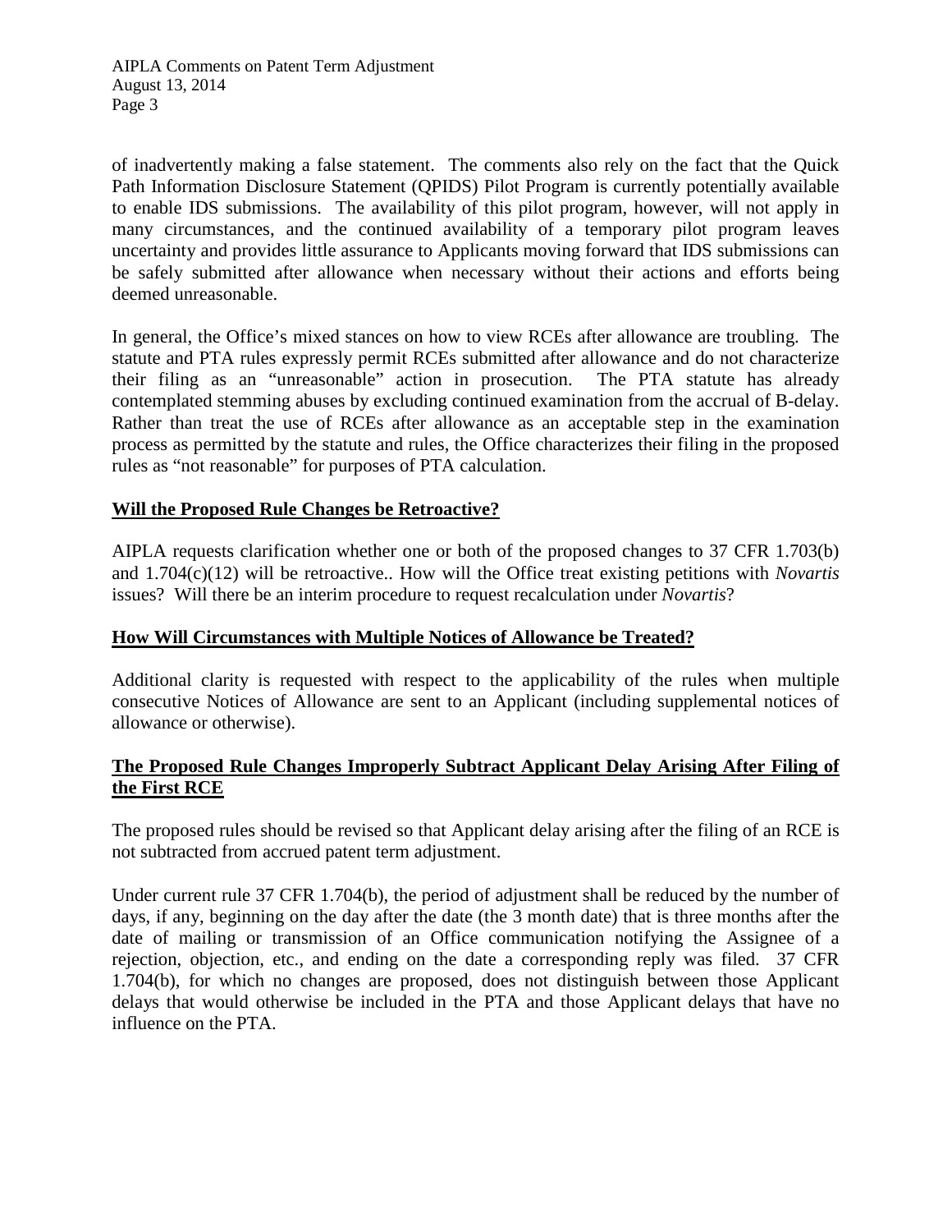of inadvertently making a false statement. The comments also rely on the fact that the Quick Path Information Disclosure Statement (QPIDS) Pilot Program is currently potentially available to enable IDS submissions. The availability of this pilot program, however, will not apply in many circumstances, and the continued availability of a temporary pilot program leaves uncertainty and provides little assurance to Applicants moving forward that IDS submissions can be safely submitted after allowance when necessary without their actions and efforts being deemed unreasonable.

In general, the Office's mixed stances on how to view RCEs after allowance are troubling. The statute and PTA rules expressly permit RCEs submitted after allowance and do not characterize their filing as an "unreasonable" action in prosecution. The PTA statute has already contemplated stemming abuses by excluding continued examination from the accrual of B-delay. Rather than treat the use of RCEs after allowance as an acceptable step in the examination process as permitted by the statute and rules, the Office characterizes their filing in the proposed rules as "not reasonable" for purposes of PTA calculation.

**Will the Proposed Rule Changes be Retroactive?**

AIPLA requests clarification whether one or both of the proposed changes to 37 CFR 1.703(b) and 1.704(c)(12) will be retroactive.. How will the Office treat existing petitions with *Novartis* issues? Will there be an interim procedure to request recalculation under *Novartis*?

**How Will Circumstances with Multiple Notices of Allowance be Treated?**

Additional clarity is requested with respect to the applicability of the rules when multiple consecutive Notices of Allowance are sent to an Applicant (including supplemental notices of allowance or otherwise).

**The Proposed Rule Changes Improperly Subtract Applicant Delay Arising After Filing of the First RCE**

The proposed rules should be revised so that Applicant delay arising after the filing of an RCE is not subtracted from accrued patent term adjustment.

Under current rule 37 CFR 1.704(b), the period of adjustment shall be reduced by the number of days, if any, beginning on the day after the date (the 3 month date) that is three months after the date of mailing or transmission of an Office communication notifying the Assignee of a rejection, objection, etc., and ending on the date a corresponding reply was filed. 37 CFR 1.704(b), for which no changes are proposed, does not distinguish between those Applicant delays that would otherwise be included in the PTA and those Applicant delays that have no influence on the PTA.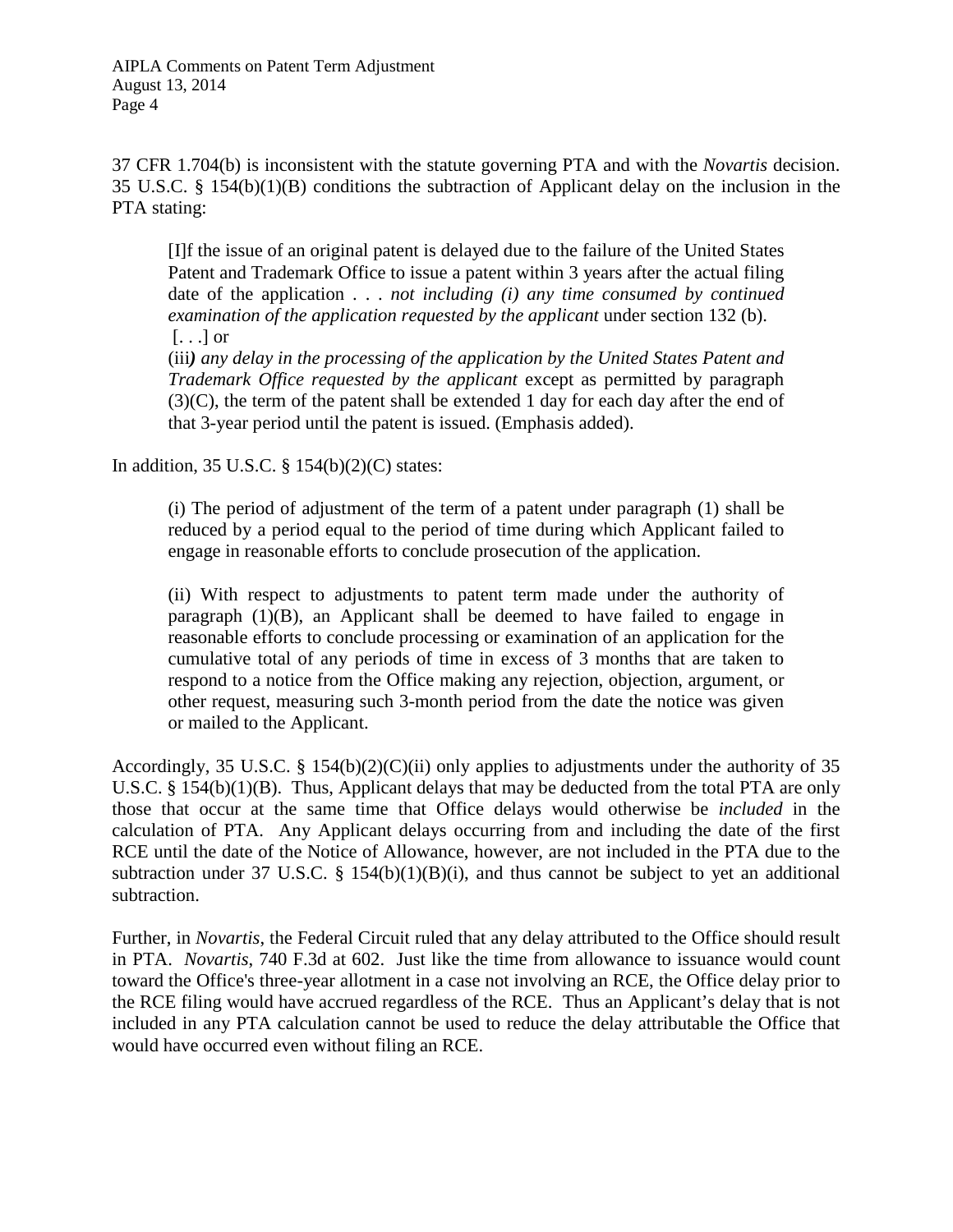37 CFR 1.704(b) is inconsistent with the statute governing PTA and with the *Novartis* decision. 35 U.S.C. § 154(b)(1)(B) conditions the subtraction of Applicant delay on the inclusion in the PTA stating:

> [I]f the issue of an original patent is delayed due to the failure of the United States Patent and Trademark Office to issue a patent within 3 years after the actual filing date of the application . . . *not including (i) any time consumed by continued examination of the application requested by the applicant* under section 132 (b). [. . .] or
>
> (iii*) any delay in the processing of the application by the United States Patent and Trademark Office requested by the applicant* except as permitted by paragraph (3)(C), the term of the patent shall be extended 1 day for each day after the end of that 3-year period until the patent is issued. (Emphasis added).

In addition, 35 U.S.C. § 154(b)(2)(C) states:

> (i) The period of adjustment of the term of a patent under paragraph (1) shall be reduced by a period equal to the period of time during which Applicant failed to engage in reasonable efforts to conclude prosecution of the application.
>
> (ii) With respect to adjustments to patent term made under the authority of paragraph (1)(B), an Applicant shall be deemed to have failed to engage in reasonable efforts to conclude processing or examination of an application for the cumulative total of any periods of time in excess of 3 months that are taken to respond to a notice from the Office making any rejection, objection, argument, or other request, measuring such 3-month period from the date the notice was given or mailed to the Applicant.

Accordingly, 35 U.S.C. § 154(b)(2)(C)(ii) only applies to adjustments under the authority of 35 U.S.C. § 154(b)(1)(B). Thus, Applicant delays that may be deducted from the total PTA are only those that occur at the same time that Office delays would otherwise be *included* in the calculation of PTA. Any Applicant delays occurring from and including the date of the first RCE until the date of the Notice of Allowance, however, are not included in the PTA due to the subtraction under 37 U.S.C. § 154(b)(1)(B)(i), and thus cannot be subject to yet an additional subtraction.

Further, in *Novartis*, the Federal Circuit ruled that any delay attributed to the Office should result in PTA. *Novartis*, 740 F.3d at 602. Just like the time from allowance to issuance would count toward the Office's three-year allotment in a case not involving an RCE, the Office delay prior to the RCE filing would have accrued regardless of the RCE. Thus an Applicant's delay that is not included in any PTA calculation cannot be used to reduce the delay attributable the Office that would have occurred even without filing an RCE.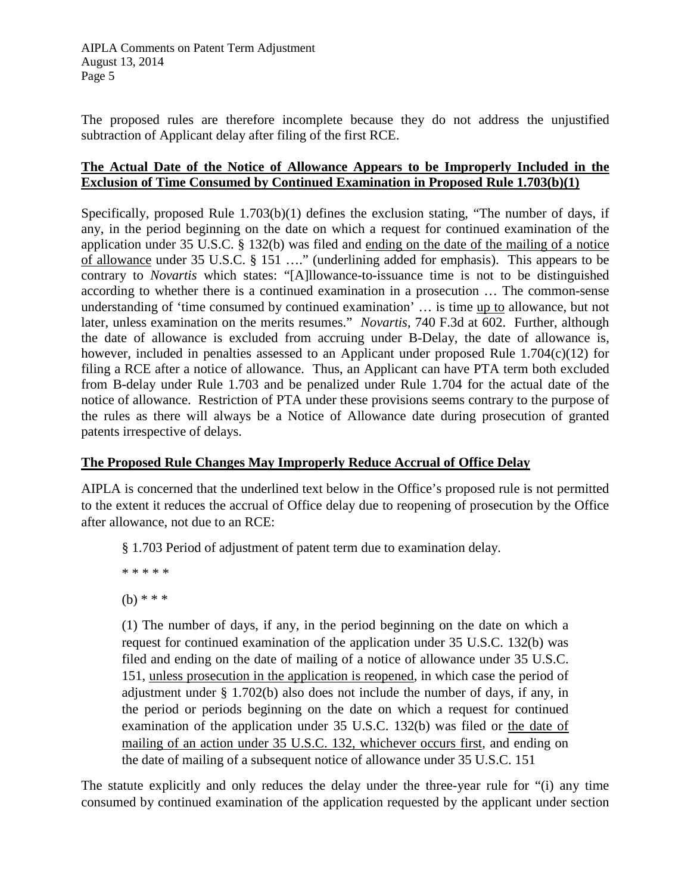The proposed rules are therefore incomplete because they do not address the unjustified subtraction of Applicant delay after filing of the first RCE.

**<u>The Actual Date of the Notice of Allowance Appears to be Improperly Included in the Exclusion of Time Consumed by Continued Examination in Proposed Rule 1.703(b)(1)</u>**

Specifically, proposed Rule 1.703(b)(1) defines the exclusion stating, "The number of days, if any, in the period beginning on the date on which a request for continued examination of the application under 35 U.S.C. § 132(b) was filed and <u>ending on the date of the mailing of a notice of allowance</u> under 35 U.S.C. § 151 …." (underlining added for emphasis). This appears to be contrary to *Novartis* which states: "[A]llowance-to-issuance time is not to be distinguished according to whether there is a continued examination in a prosecution … The common-sense understanding of 'time consumed by continued examination' … is time <u>up to</u> allowance, but not later, unless examination on the merits resumes." *Novartis*, 740 F.3d at 602. Further, although the date of allowance is excluded from accruing under B-Delay, the date of allowance is, however, included in penalties assessed to an Applicant under proposed Rule 1.704(c)(12) for filing a RCE after a notice of allowance. Thus, an Applicant can have PTA term both excluded from B-delay under Rule 1.703 and be penalized under Rule 1.704 for the actual date of the notice of allowance. Restriction of PTA under these provisions seems contrary to the purpose of the rules as there will always be a Notice of Allowance date during prosecution of granted patents irrespective of delays.

**<u>The Proposed Rule Changes May Improperly Reduce Accrual of Office Delay</u>**

AIPLA is concerned that the underlined text below in the Office's proposed rule is not permitted to the extent it reduces the accrual of Office delay due to reopening of prosecution by the Office after allowance, not due to an RCE:

> § 1.703 Period of adjustment of patent term due to examination delay.
>
> \* \* \* \* \*
>
> (b) \* \* \*
>
> (1) The number of days, if any, in the period beginning on the date on which a request for continued examination of the application under 35 U.S.C. 132(b) was filed and ending on the date of mailing of a notice of allowance under 35 U.S.C. 151, <u>unless prosecution in the application is reopened</u>, in which case the period of adjustment under § 1.702(b) also does not include the number of days, if any, in the period or periods beginning on the date on which a request for continued examination of the application under 35 U.S.C. 132(b) was filed or <u>the date of mailing of an action under 35 U.S.C. 132, whichever occurs first</u>, and ending on the date of mailing of a subsequent notice of allowance under 35 U.S.C. 151

The statute explicitly and only reduces the delay under the three-year rule for "(i) any time consumed by continued examination of the application requested by the applicant under section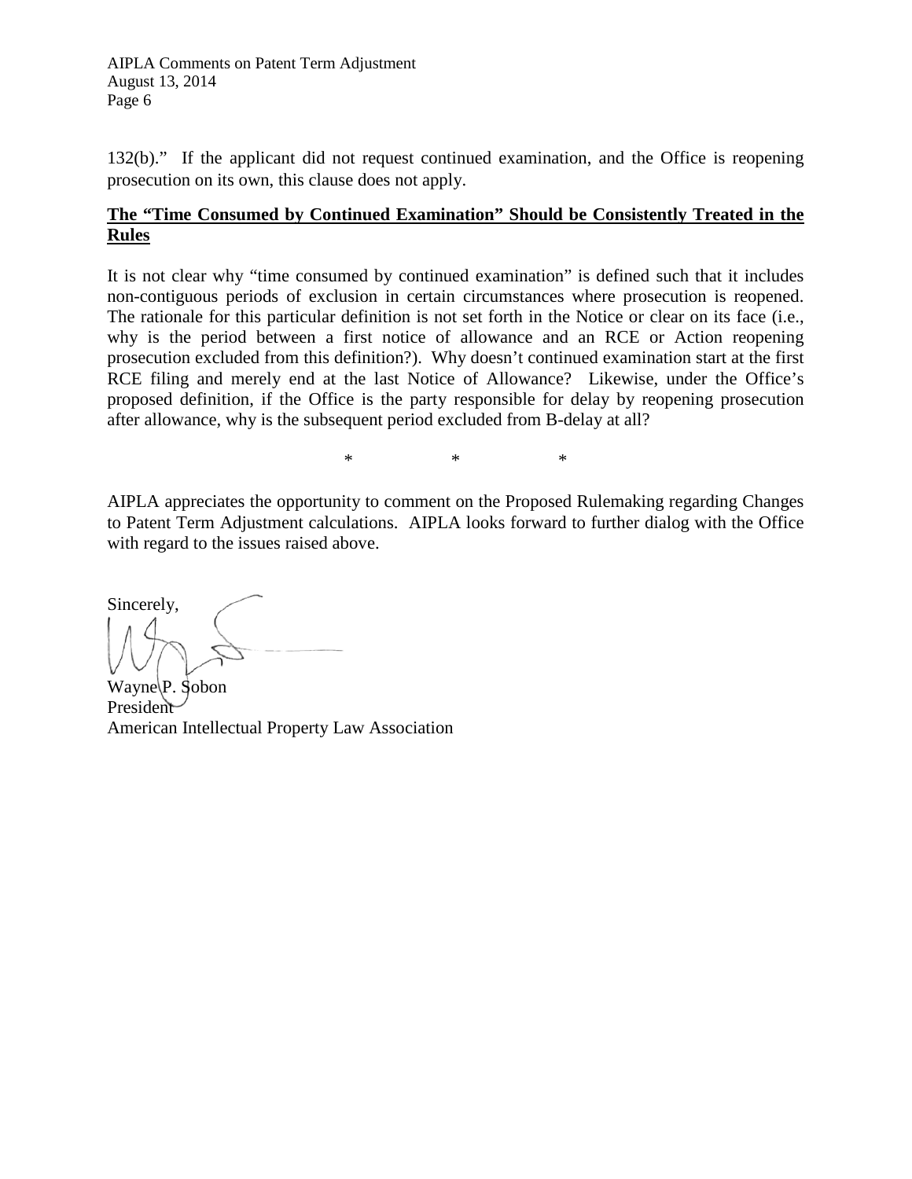132(b)." If the applicant did not request continued examination, and the Office is reopening prosecution on its own, this clause does not apply.

**The "Time Consumed by Continued Examination" Should be Consistently Treated in the Rules**

It is not clear why "time consumed by continued examination" is defined such that it includes non-contiguous periods of exclusion in certain circumstances where prosecution is reopened. The rationale for this particular definition is not set forth in the Notice or clear on its face (i.e., why is the period between a first notice of allowance and an RCE or Action reopening prosecution excluded from this definition?). Why doesn't continued examination start at the first RCE filing and merely end at the last Notice of Allowance? Likewise, under the Office's proposed definition, if the Office is the party responsible for delay by reopening prosecution after allowance, why is the subsequent period excluded from B-delay at all?

\* \* \*

AIPLA appreciates the opportunity to comment on the Proposed Rulemaking regarding Changes to Patent Term Adjustment calculations. AIPLA looks forward to further dialog with the Office with regard to the issues raised above.

Sincerely,

Wayne P. Sobon
President
American Intellectual Property Law Association